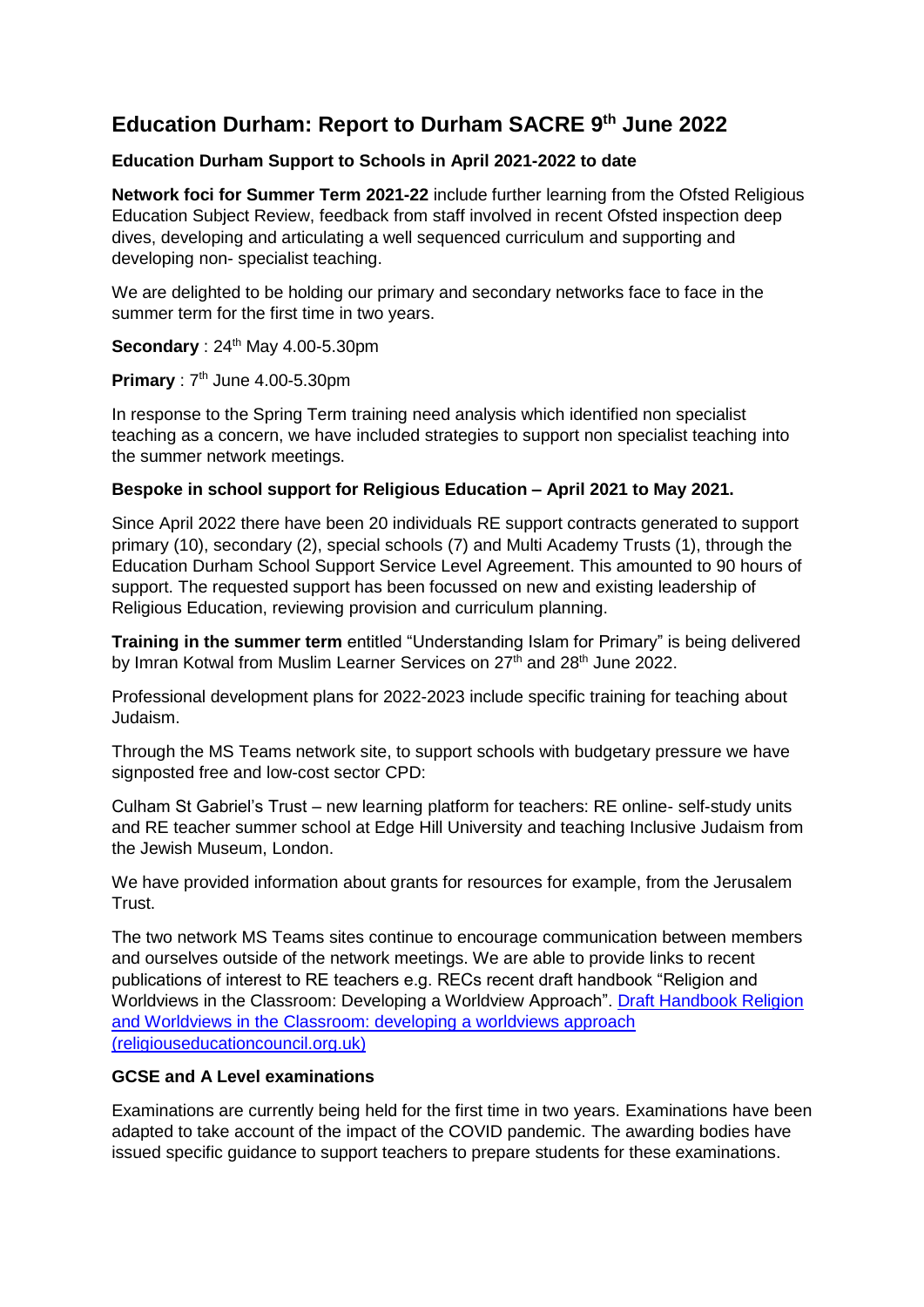# Education Durham: Report to Durham SACRE 9th June 2022

**Education Durham Support to Schools in April 2021-2022 to date**

**Network foci for Summer Term 2021-22** include further learning from the Ofsted Religious Education Subject Review, feedback from staff involved in recent Ofsted inspection deep dives, developing and articulating a well sequenced curriculum and supporting and developing non- specialist teaching.

We are delighted to be holding our primary and secondary networks face to face in the summer term for the first time in two years.

**Secondary** : 24th May 4.00-5.30pm

**Primary** : 7th June 4.00-5.30pm

In response to the Spring Term training need analysis which identified non specialist teaching as a concern, we have included strategies to support non specialist teaching into the summer network meetings.

**Bespoke in school support for Religious Education – April 2021 to May 2021.**

Since April 2022 there have been 20 individuals RE support contracts generated to support primary (10), secondary (2), special schools (7) and Multi Academy Trusts (1), through the Education Durham School Support Service Level Agreement. This amounted to 90 hours of support. The requested support has been focussed on new and existing leadership of Religious Education, reviewing provision and curriculum planning.

**Training in the summer term** entitled "Understanding Islam for Primary" is being delivered by Imran Kotwal from Muslim Learner Services on 27th and 28th June 2022.

Professional development plans for 2022-2023 include specific training for teaching about Judaism.

Through the MS Teams network site, to support schools with budgetary pressure we have signposted free and low-cost sector CPD:

Culham St Gabriel's Trust – new learning platform for teachers: RE online- self-study units and RE teacher summer school at Edge Hill University and teaching Inclusive Judaism from the Jewish Museum, London.

We have provided information about grants for resources for example, from the Jerusalem Trust.

The two network MS Teams sites continue to encourage communication between members and ourselves outside of the network meetings. We are able to provide links to recent publications of interest to RE teachers e.g. RECs recent draft handbook "Religion and Worldviews in the Classroom: Developing a Worldview Approach". [Draft Handbook Religion and Worldviews in the Classroom: developing a worldviews approach (religiouseducationcouncil.org.uk)]

**GCSE and A Level examinations**

Examinations are currently being held for the first time in two years. Examinations have been adapted to take account of the impact of the COVID pandemic. The awarding bodies have issued specific guidance to support teachers to prepare students for these examinations.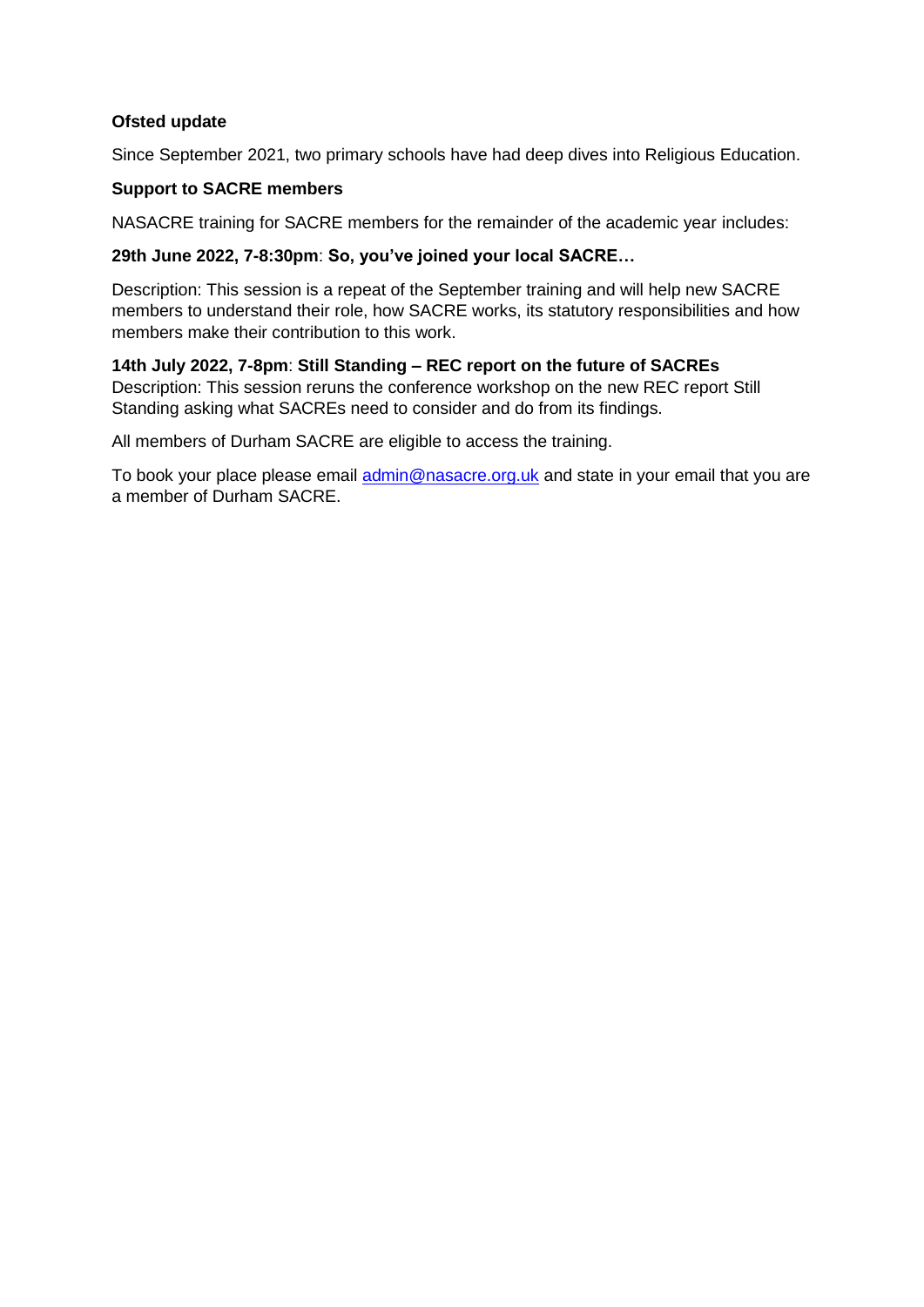**Ofsted update**

Since September 2021, two primary schools have had deep dives into Religious Education.

**Support to SACRE members**

NASACRE training for SACRE members for the remainder of the academic year includes:

**29th June 2022, 7-8:30pm**: **So, you've joined your local SACRE…**

Description: This session is a repeat of the September training and will help new SACRE members to understand their role, how SACRE works, its statutory responsibilities and how members make their contribution to this work.

**14th July 2022, 7-8pm**: **Still Standing – REC report on the future of SACREs**
Description: This session reruns the conference workshop on the new REC report Still Standing asking what SACREs need to consider and do from its findings.

All members of Durham SACRE are eligible to access the training.

To book your place please email admin@nasacre.org.uk and state in your email that you are a member of Durham SACRE.